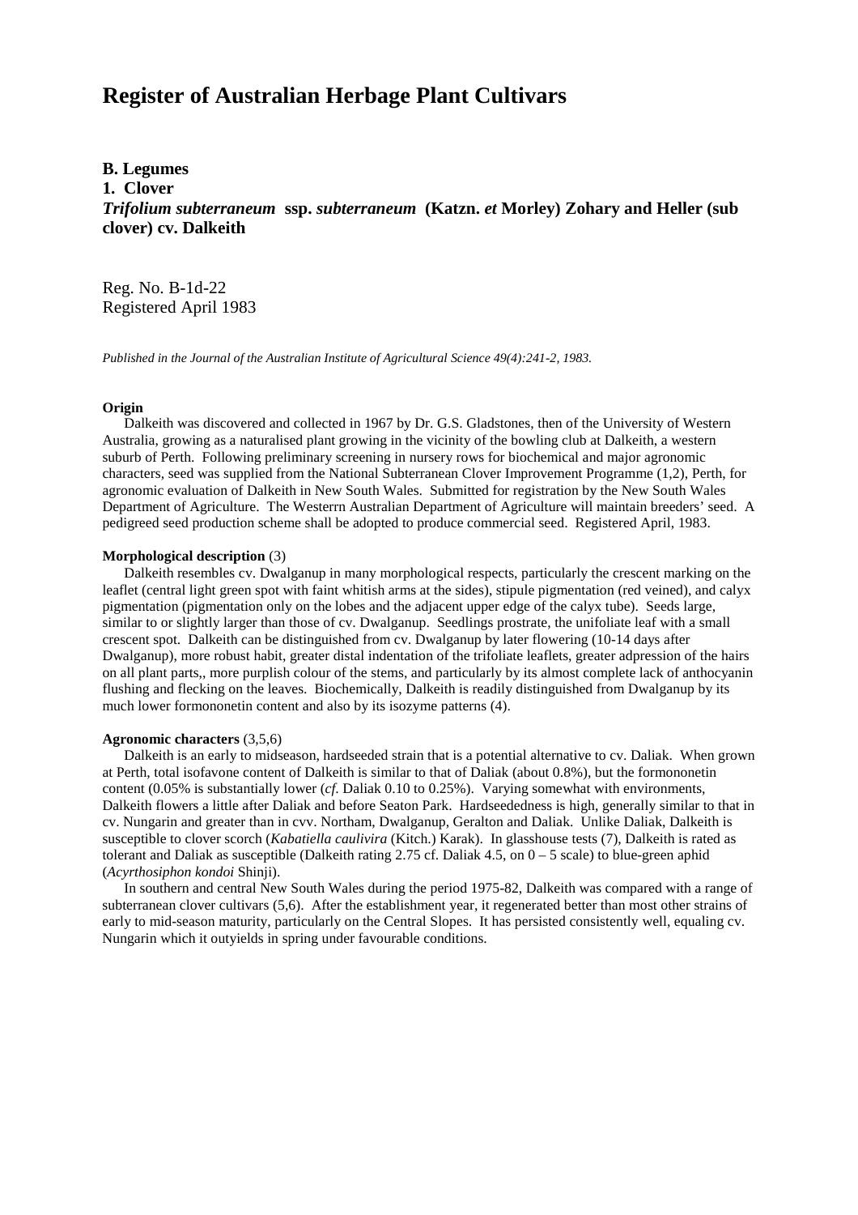# Register of Australian Herbage Plant Cultivars

**B. Legumes**
**1. Clover**
***Trifolium subterraneum* ssp. *subterraneum* (Katzn. *et* Morley) Zohary and Heller (sub clover) cv. Dalkeith**

Reg. No. B-1d-22
Registered April 1983

*Published in the Journal of the Australian Institute of Agricultural Science 49(4):241-2, 1983.*

**Origin**

Dalkeith was discovered and collected in 1967 by Dr. G.S. Gladstones, then of the University of Western Australia, growing as a naturalised plant growing in the vicinity of the bowling club at Dalkeith, a western suburb of Perth. Following preliminary screening in nursery rows for biochemical and major agronomic characters, seed was supplied from the National Subterranean Clover Improvement Programme (1,2), Perth, for agronomic evaluation of Dalkeith in New South Wales. Submitted for registration by the New South Wales Department of Agriculture. The Westerrn Australian Department of Agriculture will maintain breeders' seed. A pedigreed seed production scheme shall be adopted to produce commercial seed. Registered April, 1983.

**Morphological description** (3)

Dalkeith resembles cv. Dwalganup in many morphological respects, particularly the crescent marking on the leaflet (central light green spot with faint whitish arms at the sides), stipule pigmentation (red veined), and calyx pigmentation (pigmentation only on the lobes and the adjacent upper edge of the calyx tube). Seeds large, similar to or slightly larger than those of cv. Dwalganup. Seedlings prostrate, the unifoliate leaf with a small crescent spot. Dalkeith can be distinguished from cv. Dwalganup by later flowering (10-14 days after Dwalganup), more robust habit, greater distal indentation of the trifoliate leaflets, greater adpression of the hairs on all plant parts,, more purplish colour of the stems, and particularly by its almost complete lack of anthocyanin flushing and flecking on the leaves. Biochemically, Dalkeith is readily distinguished from Dwalganup by its much lower formononetin content and also by its isozyme patterns (4).

**Agronomic characters** (3,5,6)

Dalkeith is an early to midseason, hardseeded strain that is a potential alternative to cv. Daliak. When grown at Perth, total isofavone content of Dalkeith is similar to that of Daliak (about 0.8%), but the formononetin content (0.05% is substantially lower (*cf.* Daliak 0.10 to 0.25%). Varying somewhat with environments, Dalkeith flowers a little after Daliak and before Seaton Park. Hardseededness is high, generally similar to that in cv. Nungarin and greater than in cvv. Northam, Dwalganup, Geralton and Daliak. Unlike Daliak, Dalkeith is susceptible to clover scorch (*Kabatiella caulivira* (Kitch.) Karak). In glasshouse tests (7), Dalkeith is rated as tolerant and Daliak as susceptible (Dalkeith rating 2.75 cf. Daliak 4.5, on 0 – 5 scale) to blue-green aphid (*Acyrthosiphon kondoi* Shinji).

In southern and central New South Wales during the period 1975-82, Dalkeith was compared with a range of subterranean clover cultivars (5,6). After the establishment year, it regenerated better than most other strains of early to mid-season maturity, particularly on the Central Slopes. It has persisted consistently well, equaling cv. Nungarin which it outyields in spring under favourable conditions.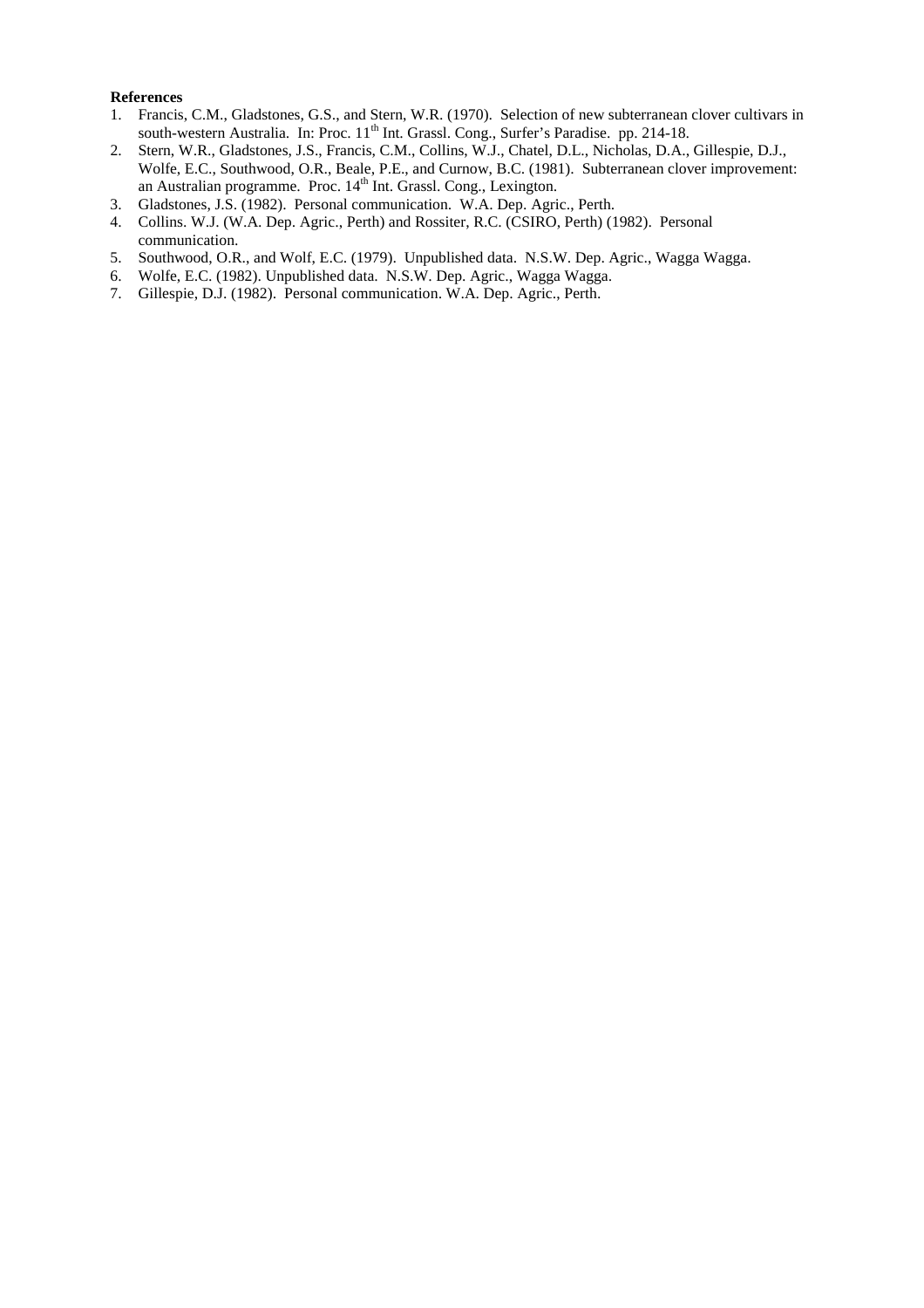**References**

1. Francis, C.M., Gladstones, G.S., and Stern, W.R. (1970). Selection of new subterranean clover cultivars in south-western Australia. In: Proc. 11th Int. Grassl. Cong., Surfer's Paradise. pp. 214-18.
2. Stern, W.R., Gladstones, J.S., Francis, C.M., Collins, W.J., Chatel, D.L., Nicholas, D.A., Gillespie, D.J., Wolfe, E.C., Southwood, O.R., Beale, P.E., and Curnow, B.C. (1981). Subterranean clover improvement: an Australian programme. Proc. 14th Int. Grassl. Cong., Lexington.
3. Gladstones, J.S. (1982). Personal communication. W.A. Dep. Agric., Perth.
4. Collins. W.J. (W.A. Dep. Agric., Perth) and Rossiter, R.C. (CSIRO, Perth) (1982). Personal communication.
5. Southwood, O.R., and Wolf, E.C. (1979). Unpublished data. N.S.W. Dep. Agric., Wagga Wagga.
6. Wolfe, E.C. (1982). Unpublished data. N.S.W. Dep. Agric., Wagga Wagga.
7. Gillespie, D.J. (1982). Personal communication. W.A. Dep. Agric., Perth.